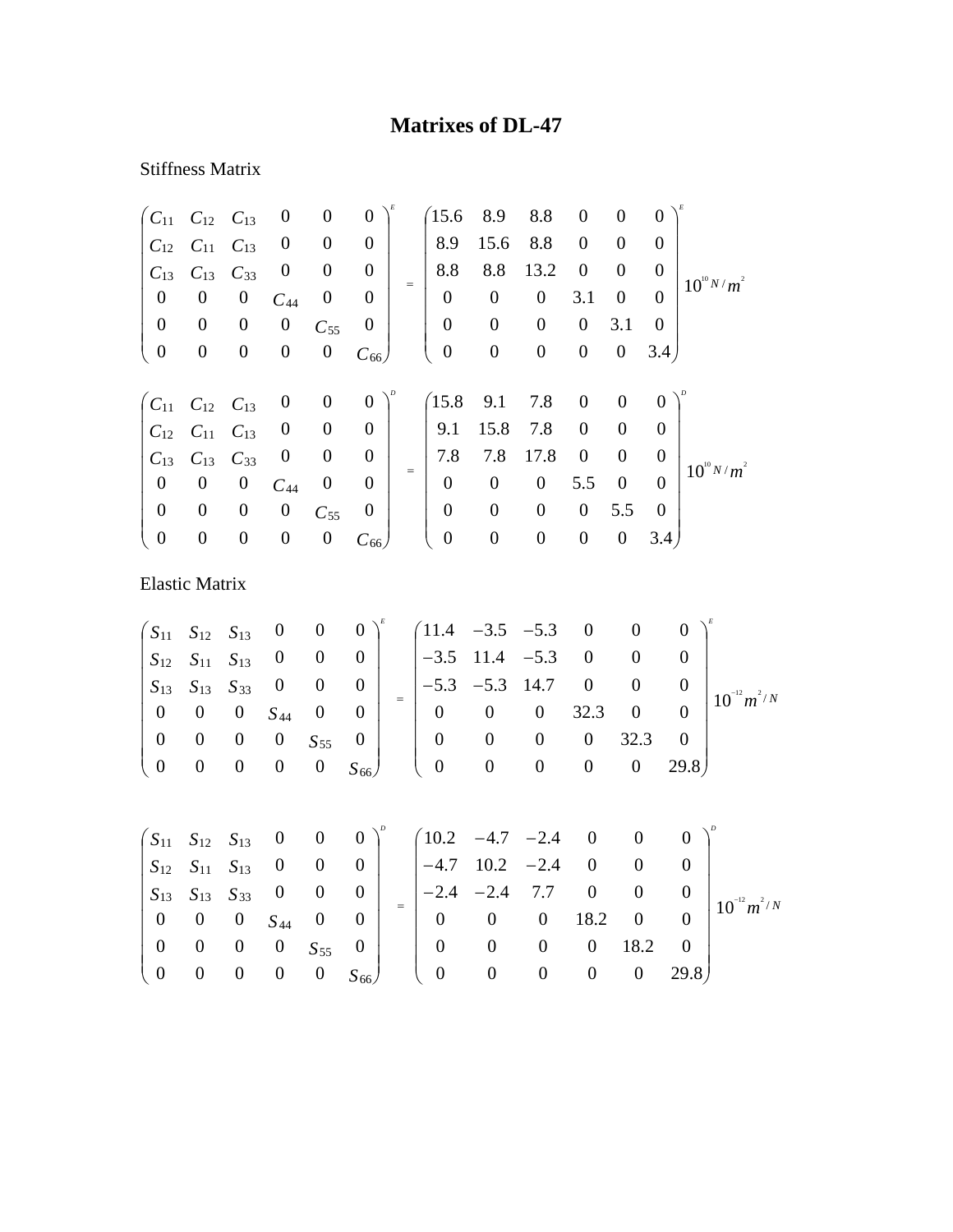# Matrixes of DL-47

Stiffness Matrix

$$
\begin{pmatrix}
C_{11} & C_{12} & C_{13} & 0 & 0 & 0 \\
C_{12} & C_{11} & C_{13} & 0 & 0 & 0 \\
C_{13} & C_{13} & C_{33} & 0 & 0 & 0 \\
0 & 0 & 0 & C_{44} & 0 & 0 \\
0 & 0 & 0 & 0 & C_{55} & 0 \\
0 & 0 & 0 & 0 & 0 & C_{66}
\end{pmatrix}^{E}
=
\begin{pmatrix}
15.6 & 8.9 & 8.8 & 0 & 0 & 0 \\
8.9 & 15.6 & 8.8 & 0 & 0 & 0 \\
8.8 & 8.8 & 13.2 & 0 & 0 & 0 \\
0 & 0 & 0 & 3.1 & 0 & 0 \\
0 & 0 & 0 & 0 & 3.1 & 0 \\
0 & 0 & 0 & 0 & 0 & 3.4
\end{pmatrix}^{E} 10^{10} N/m^{2}
$$

$$
\begin{pmatrix}
C_{11} & C_{12} & C_{13} & 0 & 0 & 0 \\
C_{12} & C_{11} & C_{13} & 0 & 0 & 0 \\
C_{13} & C_{13} & C_{33} & 0 & 0 & 0 \\
0 & 0 & 0 & C_{44} & 0 & 0 \\
0 & 0 & 0 & 0 & C_{55} & 0 \\
0 & 0 & 0 & 0 & 0 & C_{66}
\end{pmatrix}^{D}
=
\begin{pmatrix}
15.8 & 9.1 & 7.8 & 0 & 0 & 0 \\
9.1 & 15.8 & 7.8 & 0 & 0 & 0 \\
7.8 & 7.8 & 17.8 & 0 & 0 & 0 \\
0 & 0 & 0 & 5.5 & 0 & 0 \\
0 & 0 & 0 & 0 & 5.5 & 0 \\
0 & 0 & 0 & 0 & 0 & 3.4
\end{pmatrix}^{D} 10^{10} N/m^{2}
$$

Elastic Matrix

$$
\begin{pmatrix}
S_{11} & S_{12} & S_{13} & 0 & 0 & 0 \\
S_{12} & S_{11} & S_{13} & 0 & 0 & 0 \\
S_{13} & S_{13} & S_{33} & 0 & 0 & 0 \\
0 & 0 & 0 & S_{44} & 0 & 0 \\
0 & 0 & 0 & 0 & S_{55} & 0 \\
0 & 0 & 0 & 0 & 0 & S_{66}
\end{pmatrix}^{E}
=
\begin{pmatrix}
11.4 & -3.5 & -5.3 & 0 & 0 & 0 \\
-3.5 & 11.4 & -5.3 & 0 & 0 & 0 \\
-5.3 & -5.3 & 14.7 & 0 & 0 & 0 \\
0 & 0 & 0 & 32.3 & 0 & 0 \\
0 & 0 & 0 & 0 & 32.3 & 0 \\
0 & 0 & 0 & 0 & 0 & 29.8
\end{pmatrix}^{E} 10^{-12} m^{2}/N
$$

$$
\begin{pmatrix}
S_{11} & S_{12} & S_{13} & 0 & 0 & 0 \\
S_{12} & S_{11} & S_{13} & 0 & 0 & 0 \\
S_{13} & S_{13} & S_{33} & 0 & 0 & 0 \\
0 & 0 & 0 & S_{44} & 0 & 0 \\
0 & 0 & 0 & 0 & S_{55} & 0 \\
0 & 0 & 0 & 0 & 0 & S_{66}
\end{pmatrix}^{D}
=
\begin{pmatrix}
10.2 & -4.7 & -2.4 & 0 & 0 & 0 \\
-4.7 & 10.2 & -2.4 & 0 & 0 & 0 \\
-2.4 & -2.4 & 7.7 & 0 & 0 & 0 \\
0 & 0 & 0 & 18.2 & 0 & 0 \\
0 & 0 & 0 & 0 & 18.2 & 0 \\
0 & 0 & 0 & 0 & 0 & 29.8
\end{pmatrix}^{D} 10^{-12} m^{2}/N
$$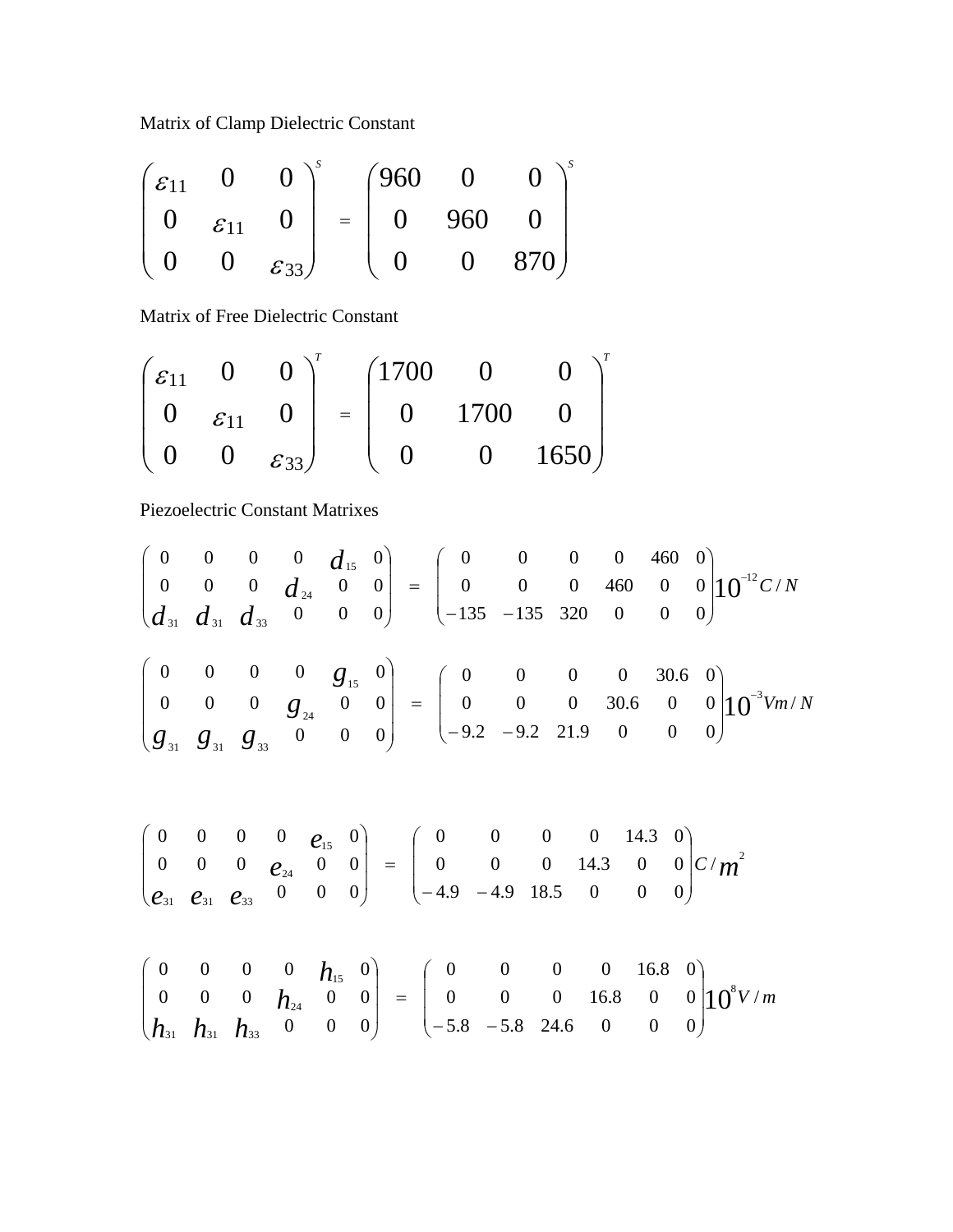Matrix of Clamp Dielectric Constant

$$\begin{pmatrix} \varepsilon_{11} & 0 & 0 \\ 0 & \varepsilon_{11} & 0 \\ 0 & 0 & \varepsilon_{33} \end{pmatrix}^S = \begin{pmatrix} 960 & 0 & 0 \\ 0 & 960 & 0 \\ 0 & 0 & 870 \end{pmatrix}^S$$

Matrix of Free Dielectric Constant

$$\begin{pmatrix} \varepsilon_{11} & 0 & 0 \\ 0 & \varepsilon_{11} & 0 \\ 0 & 0 & \varepsilon_{33} \end{pmatrix}^T = \begin{pmatrix} 1700 & 0 & 0 \\ 0 & 1700 & 0 \\ 0 & 0 & 1650 \end{pmatrix}^T$$

Piezoelectric Constant Matrixes

$$\begin{pmatrix} 0 & 0 & 0 & 0 & d_{15} & 0 \\ 0 & 0 & 0 & d_{24} & 0 & 0 \\ d_{31} & d_{31} & d_{33} & 0 & 0 & 0 \end{pmatrix} = \begin{pmatrix} 0 & 0 & 0 & 0 & 460 & 0 \\ 0 & 0 & 0 & 460 & 0 & 0 \\ -135 & -135 & 320 & 0 & 0 & 0 \end{pmatrix} 10^{-12}\, C/N$$

$$\begin{pmatrix} 0 & 0 & 0 & 0 & g_{15} & 0 \\ 0 & 0 & 0 & g_{24} & 0 & 0 \\ g_{31} & g_{31} & g_{33} & 0 & 0 & 0 \end{pmatrix} = \begin{pmatrix} 0 & 0 & 0 & 0 & 30.6 & 0 \\ 0 & 0 & 0 & 30.6 & 0 & 0 \\ -9.2 & -9.2 & 21.9 & 0 & 0 & 0 \end{pmatrix} 10^{-3}\, Vm/N$$

$$\begin{pmatrix} 0 & 0 & 0 & 0 & e_{15} & 0 \\ 0 & 0 & 0 & e_{24} & 0 & 0 \\ e_{31} & e_{31} & e_{33} & 0 & 0 & 0 \end{pmatrix} = \begin{pmatrix} 0 & 0 & 0 & 0 & 14.3 & 0 \\ 0 & 0 & 0 & 14.3 & 0 & 0 \\ -4.9 & -4.9 & 18.5 & 0 & 0 & 0 \end{pmatrix} C/m^2$$

$$\begin{pmatrix} 0 & 0 & 0 & 0 & h_{15} & 0 \\ 0 & 0 & 0 & h_{24} & 0 & 0 \\ h_{31} & h_{31} & h_{33} & 0 & 0 & 0 \end{pmatrix} = \begin{pmatrix} 0 & 0 & 0 & 0 & 16.8 & 0 \\ 0 & 0 & 0 & 16.8 & 0 & 0 \\ -5.8 & -5.8 & 24.6 & 0 & 0 & 0 \end{pmatrix} 10^{8}\, V/m$$